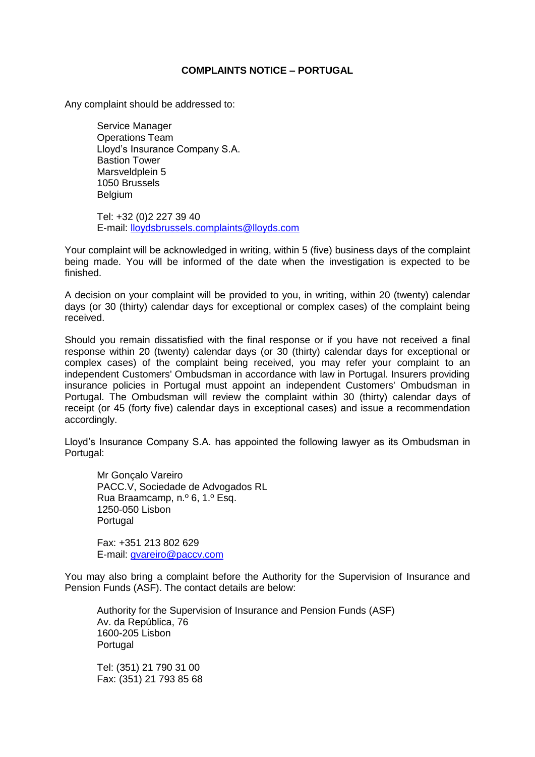# COMPLAINTS NOTICE – PORTUGAL

Any complaint should be addressed to:

Service Manager
Operations Team
Lloyd's Insurance Company S.A.
Bastion Tower
Marsveldplein 5
1050 Brussels
Belgium

Tel: +32 (0)2 227 39 40
E-mail: lloydsbrussels.complaints@lloyds.com

Your complaint will be acknowledged in writing, within 5 (five) business days of the complaint being made. You will be informed of the date when the investigation is expected to be finished.

A decision on your complaint will be provided to you, in writing, within 20 (twenty) calendar days (or 30 (thirty) calendar days for exceptional or complex cases) of the complaint being received.

Should you remain dissatisfied with the final response or if you have not received a final response within 20 (twenty) calendar days (or 30 (thirty) calendar days for exceptional or complex cases) of the complaint being received, you may refer your complaint to an independent Customers' Ombudsman in accordance with law in Portugal. Insurers providing insurance policies in Portugal must appoint an independent Customers' Ombudsman in Portugal. The Ombudsman will review the complaint within 30 (thirty) calendar days of receipt (or 45 (forty five) calendar days in exceptional cases) and issue a recommendation accordingly.

Lloyd's Insurance Company S.A. has appointed the following lawyer as its Ombudsman in Portugal:

Mr Gonçalo Vareiro
PACC.V, Sociedade de Advogados RL
Rua Braamcamp, n.º 6, 1.º Esq.
1250-050 Lisbon
Portugal

Fax: +351 213 802 629
E-mail: gvareiro@paccv.com

You may also bring a complaint before the Authority for the Supervision of Insurance and Pension Funds (ASF). The contact details are below:

Authority for the Supervision of Insurance and Pension Funds (ASF)
Av. da República, 76
1600-205 Lisbon
Portugal

Tel: (351) 21 790 31 00
Fax: (351) 21 793 85 68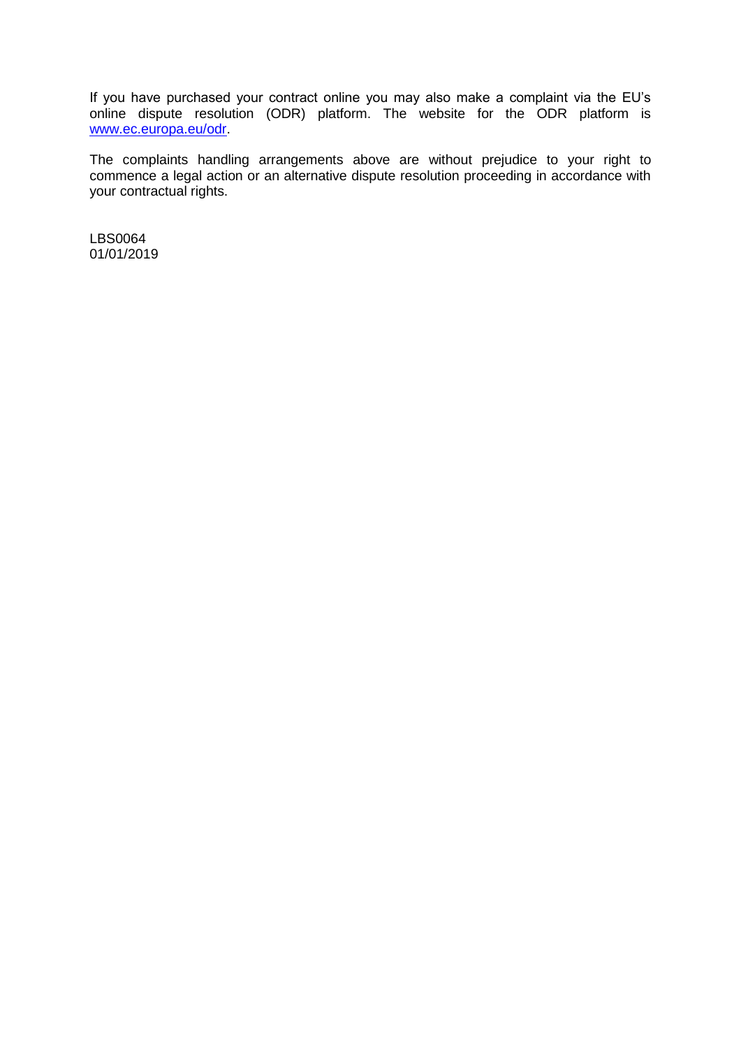If you have purchased your contract online you may also make a complaint via the EU's online dispute resolution (ODR) platform. The website for the ODR platform is [www.ec.europa.eu/odr](http://www.ec.europa.eu/odr).

The complaints handling arrangements above are without prejudice to your right to commence a legal action or an alternative dispute resolution proceeding in accordance with your contractual rights.

LBS0064
01/01/2019